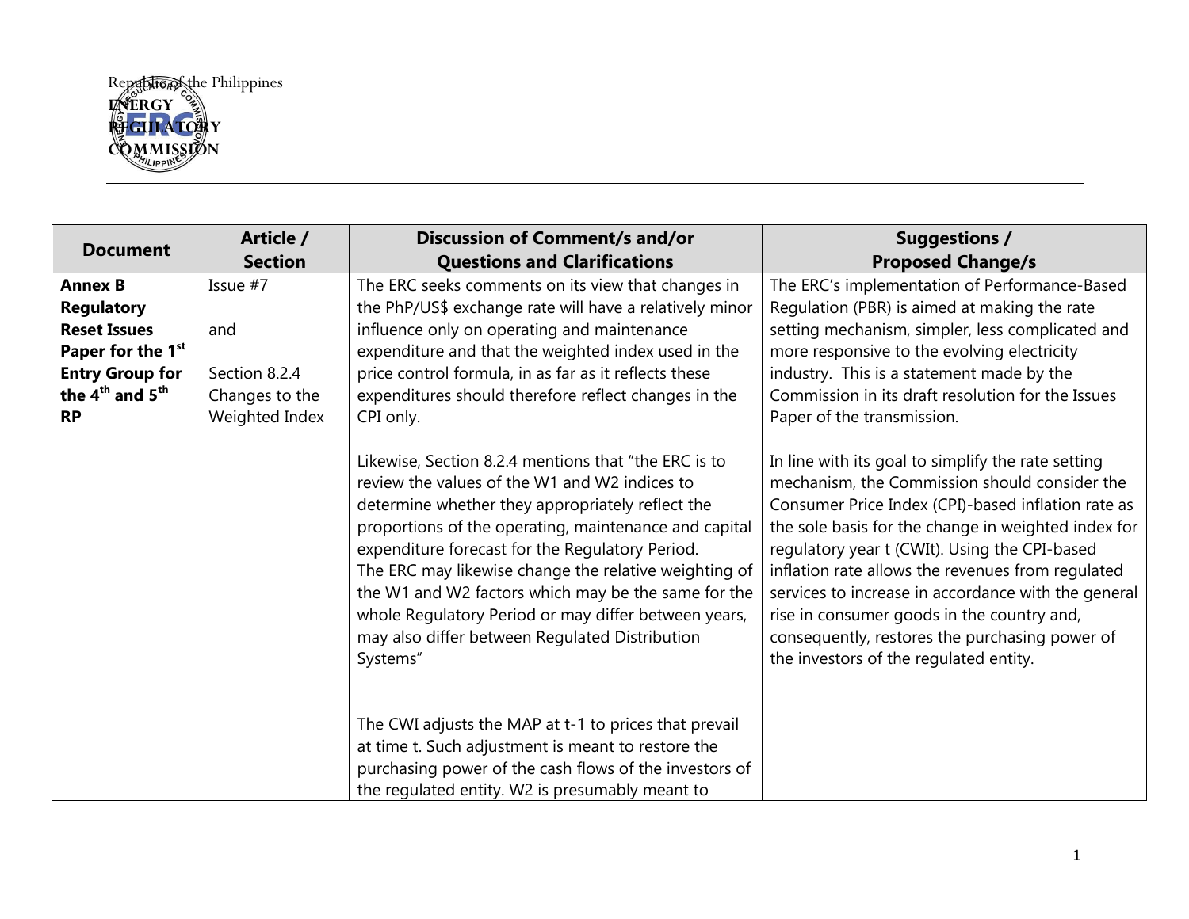Republic of the Philippines
**ENERGY REGULATORY COMMISSION**

| Document | Article / Section | Discussion of Comment/s and/or Questions and Clarifications | Suggestions / Proposed Change/s |
|---|---|---|---|
| **Annex B Regulatory Reset Issues Paper for the 1st Entry Group for the 4th and 5th RP** | Issue #7<br><br>and<br><br>Section 8.2.4 Changes to the Weighted Index | The ERC seeks comments on its view that changes in the PhP/US$ exchange rate will have a relatively minor influence only on operating and maintenance expenditure and that the weighted index used in the price control formula, in as far as it reflects these expenditures should therefore reflect changes in the CPI only.<br><br>Likewise, Section 8.2.4 mentions that "the ERC is to review the values of the W1 and W2 indices to determine whether they appropriately reflect the proportions of the operating, maintenance and capital expenditure forecast for the Regulatory Period. The ERC may likewise change the relative weighting of the W1 and W2 factors which may be the same for the whole Regulatory Period or may differ between years, may also differ between Regulated Distribution Systems"<br><br>The CWI adjusts the MAP at t-1 to prices that prevail at time t. Such adjustment is meant to restore the purchasing power of the cash flows of the investors of the regulated entity. W2 is presumably meant to | The ERC's implementation of Performance-Based Regulation (PBR) is aimed at making the rate setting mechanism, simpler, less complicated and more responsive to the evolving electricity industry. This is a statement made by the Commission in its draft resolution for the Issues Paper of the transmission.<br><br>In line with its goal to simplify the rate setting mechanism, the Commission should consider the Consumer Price Index (CPI)-based inflation rate as the sole basis for the change in weighted index for regulatory year t (CWIt). Using the CPI-based inflation rate allows the revenues from regulated services to increase in accordance with the general rise in consumer goods in the country and, consequently, restores the purchasing power of the investors of the regulated entity. |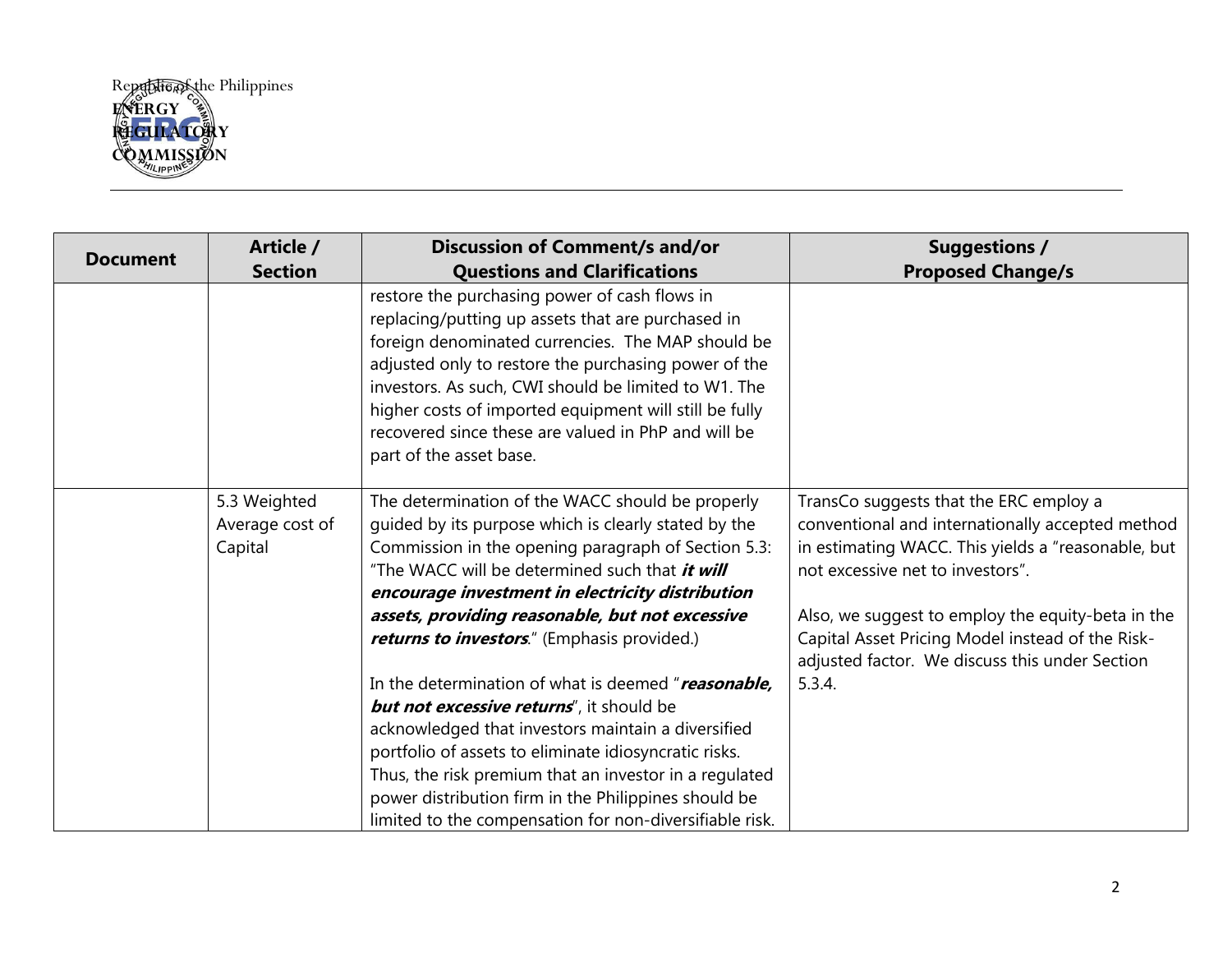Republic of the Philippines
ENERGY REGULATORY COMMISSION

| Document | Article / Section | Discussion of Comment/s and/or Questions and Clarifications | Suggestions / Proposed Change/s |
|---|---|---|---|
| | | restore the purchasing power of cash flows in replacing/putting up assets that are purchased in foreign denominated currencies. The MAP should be adjusted only to restore the purchasing power of the investors. As such, CWI should be limited to W1. The higher costs of imported equipment will still be fully recovered since these are valued in PhP and will be part of the asset base. | |
| | 5.3 Weighted Average cost of Capital | The determination of the WACC should be properly guided by its purpose which is clearly stated by the Commission in the opening paragraph of Section 5.3: "The WACC will be determined such that ***it will encourage investment in electricity distribution assets, providing reasonable, but not excessive returns to investors***." (Emphasis provided.)<br><br>In the determination of what is deemed "***reasonable, but not excessive returns***", it should be acknowledged that investors maintain a diversified portfolio of assets to eliminate idiosyncratic risks. Thus, the risk premium that an investor in a regulated power distribution firm in the Philippines should be limited to the compensation for non-diversifiable risk. | TransCo suggests that the ERC employ a conventional and internationally accepted method in estimating WACC. This yields a "reasonable, but not excessive net to investors".<br><br>Also, we suggest to employ the equity-beta in the Capital Asset Pricing Model instead of the Risk-adjusted factor. We discuss this under Section 5.3.4. |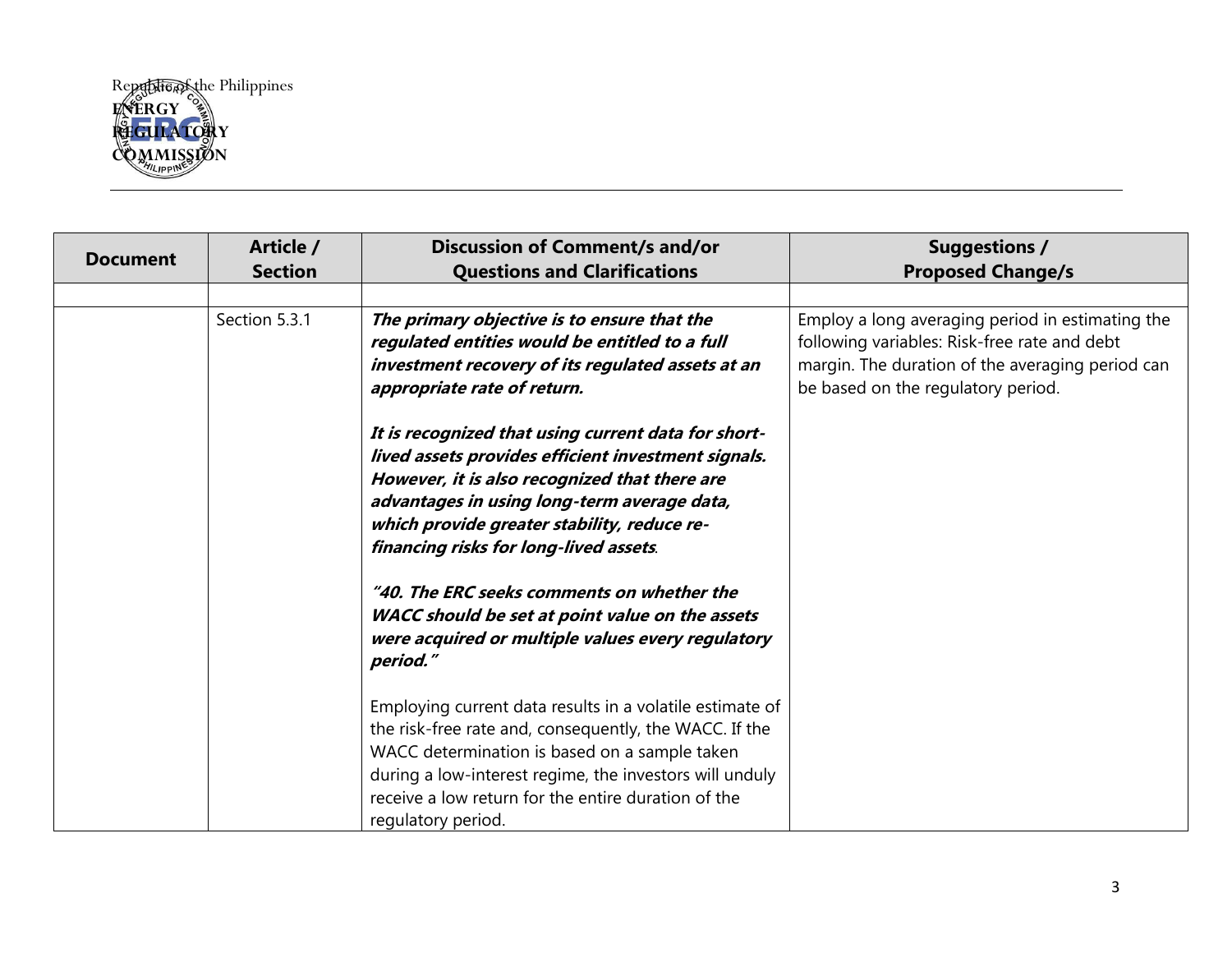Republic of the Philippines
**ENERGY REGULATORY COMMISSION**

| Document | Article / Section | Discussion of Comment/s and/or Questions and Clarifications | Suggestions / Proposed Change/s |
|---|---|---|---|
| | | | |
| | Section 5.3.1 | ***The primary objective is to ensure that the regulated entities would be entitled to a full investment recovery of its regulated assets at an appropriate rate of return.***<br><br>***It is recognized that using current data for short-lived assets provides efficient investment signals. However, it is also recognized that there are advantages in using long-term average data, which provide greater stability, reduce re-financing risks for long-lived assets.***<br><br>***"40. The ERC seeks comments on whether the WACC should be set at point value on the assets were acquired or multiple values every regulatory period."***<br><br>Employing current data results in a volatile estimate of the risk-free rate and, consequently, the WACC. If the WACC determination is based on a sample taken during a low-interest regime, the investors will unduly receive a low return for the entire duration of the regulatory period. | Employ a long averaging period in estimating the following variables: Risk-free rate and debt margin. The duration of the averaging period can be based on the regulatory period. |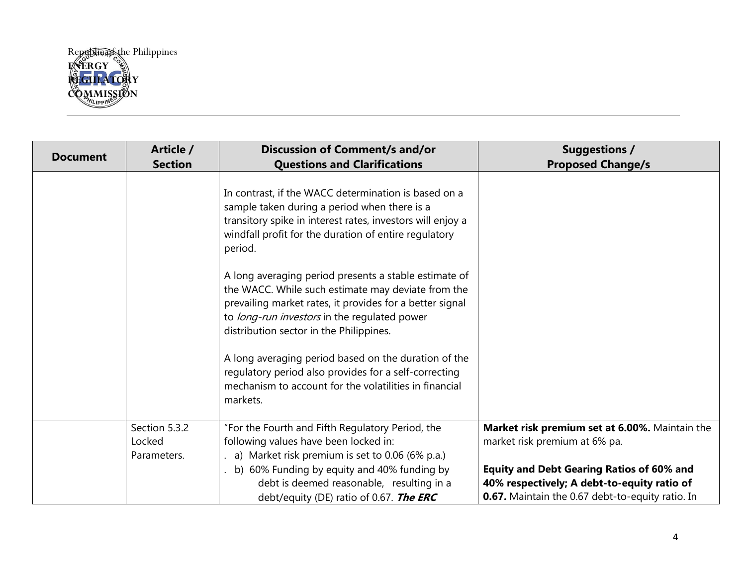| Document | Article / Section | Discussion of Comment/s and/or Questions and Clarifications | Suggestions / Proposed Change/s |
|---|---|---|---|
| | | In contrast, if the WACC determination is based on a sample taken during a period when there is a transitory spike in interest rates, investors will enjoy a windfall profit for the duration of entire regulatory period.<br><br>A long averaging period presents a stable estimate of the WACC. While such estimate may deviate from the prevailing market rates, it provides for a better signal to *long-run investors* in the regulated power distribution sector in the Philippines.<br><br>A long averaging period based on the duration of the regulatory period also provides for a self-correcting mechanism to account for the volatilities in financial markets. | |
| | Section 5.3.2 Locked Parameters. | "For the Fourth and Fifth Regulatory Period, the following values have been locked in:<br>a) Market risk premium is set to 0.06 (6% p.a.)<br>b) 60% Funding by equity and 40% funding by debt is deemed reasonable, resulting in a debt/equity (DE) ratio of 0.67. ***The ERC*** | **Market risk premium set at 6.00%.** Maintain the market risk premium at 6% pa.<br><br>**Equity and Debt Gearing Ratios of 60% and 40% respectively; A debt-to-equity ratio of 0.67.** Maintain the 0.67 debt-to-equity ratio. In |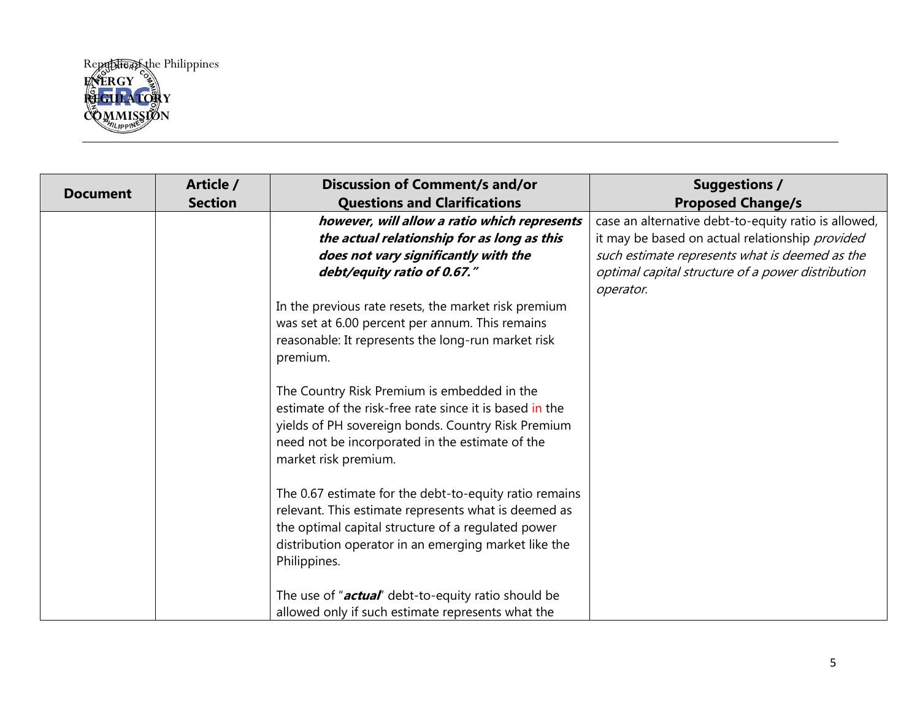| Document | Article / Section | Discussion of Comment/s and/or Questions and Clarifications | Suggestions / Proposed Change/s |
|---|---|---|---|
| | | ***however, will allow a ratio which represents the actual relationship for as long as this does not vary significantly with the debt/equity ratio of 0.67."*** <br><br> In the previous rate resets, the market risk premium was set at 6.00 percent per annum. This remains reasonable: It represents the long-run market risk premium. <br><br> The Country Risk Premium is embedded in the estimate of the risk-free rate since it is based in the yields of PH sovereign bonds. Country Risk Premium need not be incorporated in the estimate of the market risk premium. <br><br> The 0.67 estimate for the debt-to-equity ratio remains relevant. This estimate represents what is deemed as the optimal capital structure of a regulated power distribution operator in an emerging market like the Philippines. <br><br> The use of "***actual***" debt-to-equity ratio should be allowed only if such estimate represents what the | case an alternative debt-to-equity ratio is allowed, it may be based on actual relationship *provided such estimate represents what is deemed as the optimal capital structure of a power distribution operator.* |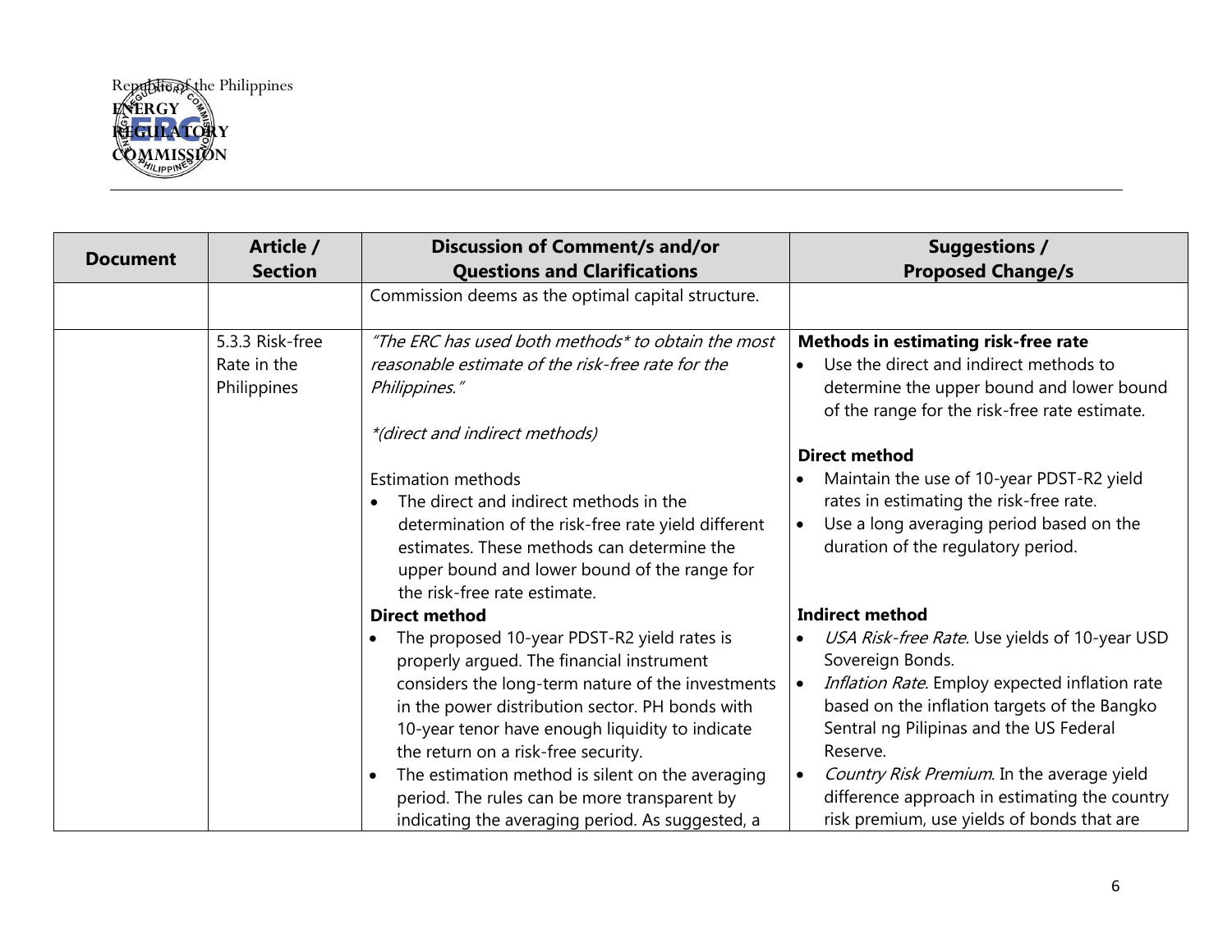Republic of the Philippines
ENERGY
REGULATORY
COMMISSION

| Document | Article / Section | Discussion of Comment/s and/or Questions and Clarifications | Suggestions / Proposed Change/s |
|---|---|---|---|
| | | Commission deems as the optimal capital structure. | |
| | 5.3.3 Risk-free Rate in the Philippines | *"The ERC has used both methods* to obtain the most reasonable estimate of the risk-free rate for the Philippines."*<br><br>**(direct and indirect methods)*<br><br>Estimation methods<br>• The direct and indirect methods in the determination of the risk-free rate yield different estimates. These methods can determine the upper bound and lower bound of the range for the risk-free rate estimate.<br>**Direct method**<br>• The proposed 10-year PDST-R2 yield rates is properly argued. The financial instrument considers the long-term nature of the investments in the power distribution sector. PH bonds with 10-year tenor have enough liquidity to indicate the return on a risk-free security.<br>• The estimation method is silent on the averaging period. The rules can be more transparent by indicating the averaging period. As suggested, a | **Methods in estimating risk-free rate**<br>• Use the direct and indirect methods to determine the upper bound and lower bound of the range for the risk-free rate estimate.<br><br>**Direct method**<br>• Maintain the use of 10-year PDST-R2 yield rates in estimating the risk-free rate.<br>• Use a long averaging period based on the duration of the regulatory period.<br><br>**Indirect method**<br>• *USA Risk-free Rate*. Use yields of 10-year USD Sovereign Bonds.<br>• *Inflation Rate*. Employ expected inflation rate based on the inflation targets of the Bangko Sentral ng Pilipinas and the US Federal Reserve.<br>• *Country Risk Premium*. In the average yield difference approach in estimating the country risk premium, use yields of bonds that are |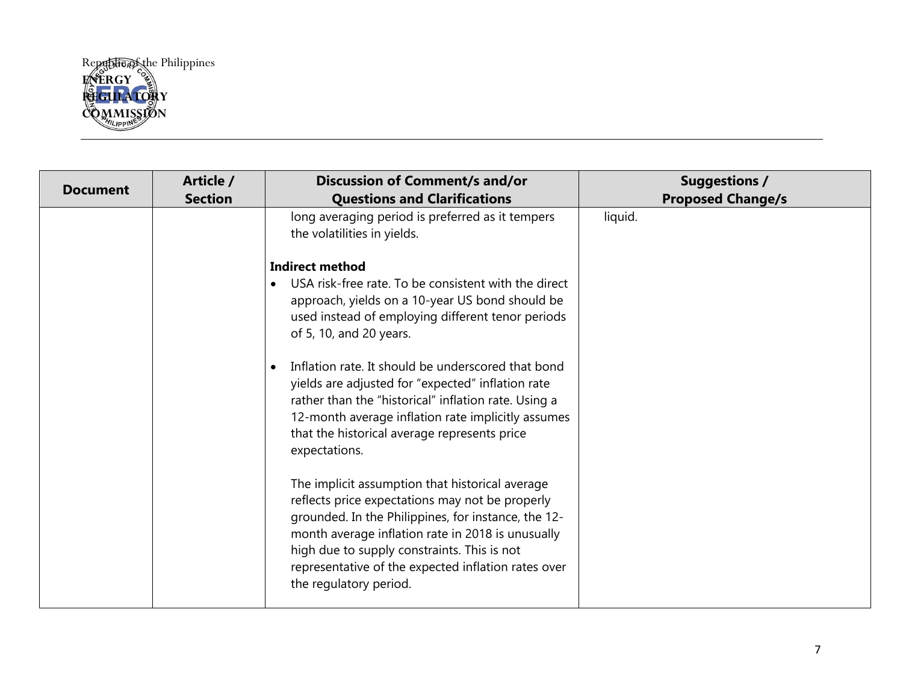| Document | Article / Section | Discussion of Comment/s and/or Questions and Clarifications | Suggestions / Proposed Change/s |
|---|---|---|---|
| | | long averaging period is preferred as it tempers the volatilities in yields.<br><br>**Indirect method**<br>• USA risk-free rate. To be consistent with the direct approach, yields on a 10-year US bond should be used instead of employing different tenor periods of 5, 10, and 20 years.<br><br>• Inflation rate. It should be underscored that bond yields are adjusted for "expected" inflation rate rather than the "historical" inflation rate. Using a 12-month average inflation rate implicitly assumes that the historical average represents price expectations.<br><br>The implicit assumption that historical average reflects price expectations may not be properly grounded. In the Philippines, for instance, the 12-month average inflation rate in 2018 is unusually high due to supply constraints. This is not representative of the expected inflation rates over the regulatory period. | liquid. |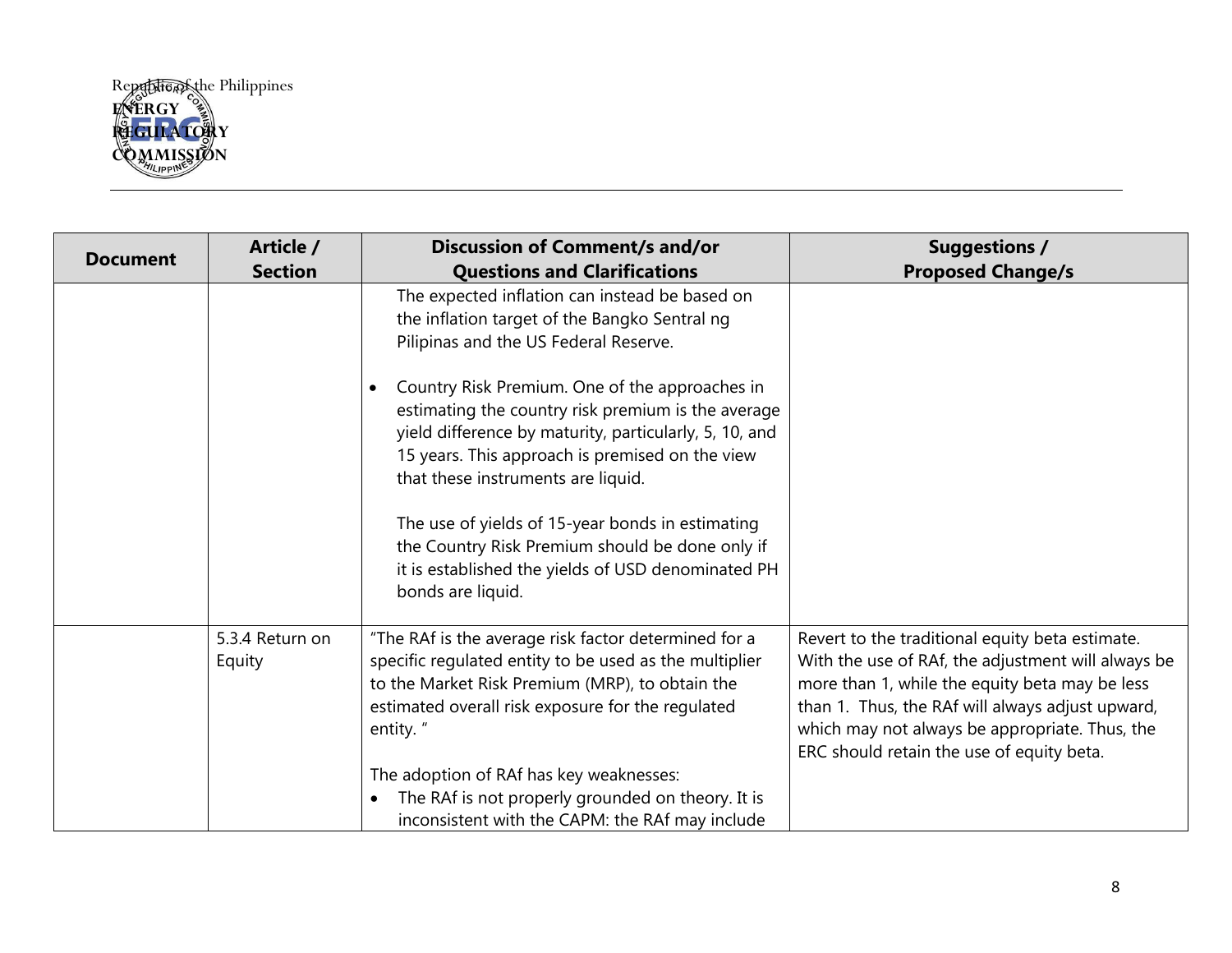Republic of the Philippines
ENERGY
REGULATORY
COMMISSION

| Document | Article / Section | Discussion of Comment/s and/or Questions and Clarifications | Suggestions / Proposed Change/s |
| --- | --- | --- | --- |
| | | The expected inflation can instead be based on the inflation target of the Bangko Sentral ng Pilipinas and the US Federal Reserve.<br><br>• Country Risk Premium. One of the approaches in estimating the country risk premium is the average yield difference by maturity, particularly, 5, 10, and 15 years. This approach is premised on the view that these instruments are liquid.<br><br>The use of yields of 15-year bonds in estimating the Country Risk Premium should be done only if it is established the yields of USD denominated PH bonds are liquid. | |
| | 5.3.4 Return on Equity | "The RAf is the average risk factor determined for a specific regulated entity to be used as the multiplier to the Market Risk Premium (MRP), to obtain the estimated overall risk exposure for the regulated entity. "<br><br>The adoption of RAf has key weaknesses:<br>• The RAf is not properly grounded on theory. It is inconsistent with the CAPM: the RAf may include | Revert to the traditional equity beta estimate. With the use of RAf, the adjustment will always be more than 1, while the equity beta may be less than 1. Thus, the RAf will always adjust upward, which may not always be appropriate. Thus, the ERC should retain the use of equity beta. |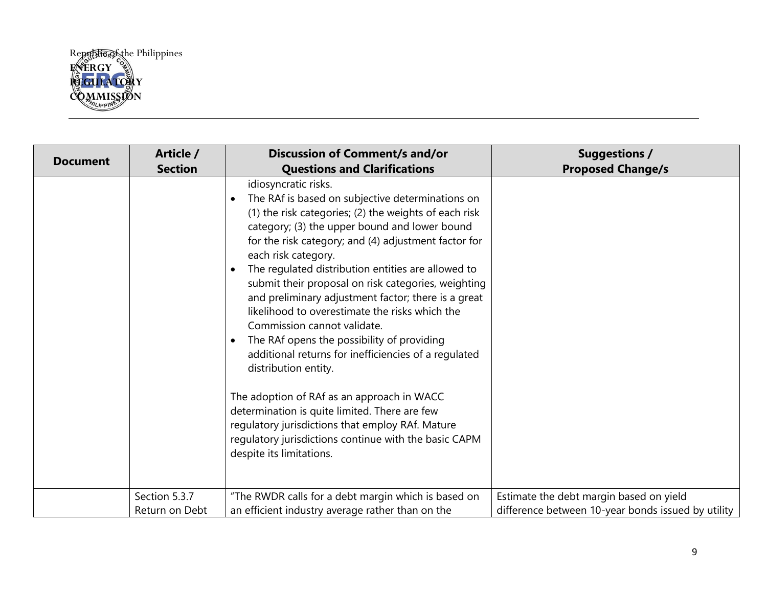Republic of the Philippines
ENERGY
REGULATORY
COMMISSION

| Document | Article / Section | Discussion of Comment/s and/or Questions and Clarifications | Suggestions / Proposed Change/s |
|---|---|---|---|
| | | idiosyncratic risks.<br>• The RAf is based on subjective determinations on (1) the risk categories; (2) the weights of each risk category; (3) the upper bound and lower bound for the risk category; and (4) adjustment factor for each risk category.<br>• The regulated distribution entities are allowed to submit their proposal on risk categories, weighting and preliminary adjustment factor; there is a great likelihood to overestimate the risks which the Commission cannot validate.<br>• The RAf opens the possibility of providing additional returns for inefficiencies of a regulated distribution entity.<br><br>The adoption of RAf as an approach in WACC determination is quite limited. There are few regulatory jurisdictions that employ RAf. Mature regulatory jurisdictions continue with the basic CAPM despite its limitations. | |
| | Section 5.3.7 Return on Debt | "The RWDR calls for a debt margin which is based on an efficient industry average rather than on the | Estimate the debt margin based on yield difference between 10-year bonds issued by utility |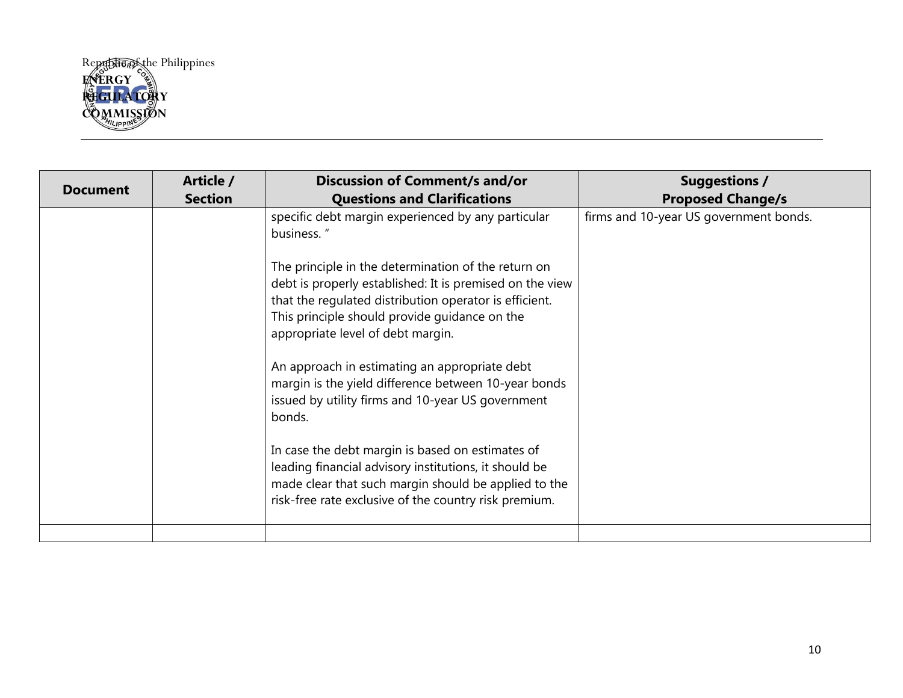Republic of the Philippines
**ENERGY REGULATORY COMMISSION**

| Document | Article / Section | Discussion of Comment/s and/or Questions and Clarifications | Suggestions / Proposed Change/s |
|---|---|---|---|
| | | specific debt margin experienced by any particular business. "<br><br>The principle in the determination of the return on debt is properly established: It is premised on the view that the regulated distribution operator is efficient. This principle should provide guidance on the appropriate level of debt margin.<br><br>An approach in estimating an appropriate debt margin is the yield difference between 10-year bonds issued by utility firms and 10-year US government bonds.<br><br>In case the debt margin is based on estimates of leading financial advisory institutions, it should be made clear that such margin should be applied to the risk-free rate exclusive of the country risk premium. | firms and 10-year US government bonds. |
| | | | |